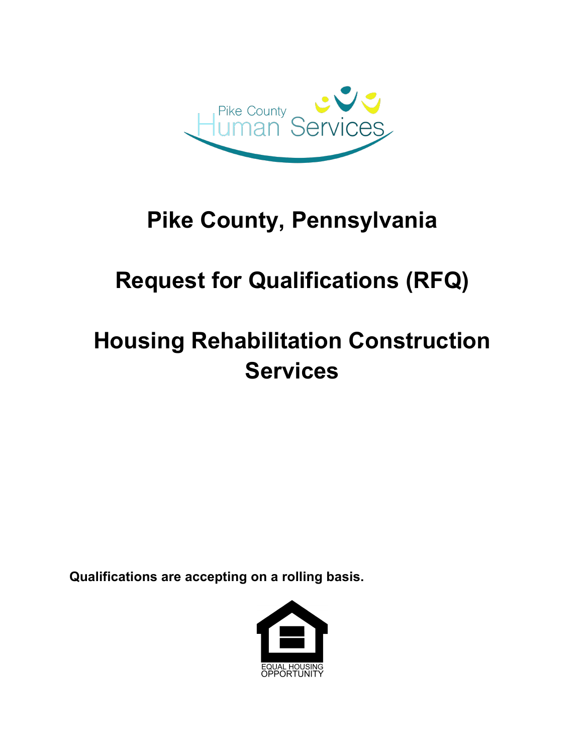Pike County Human Services

# Pike County, Pennsylvania

# Request for Qualifications (RFQ)

# Housing Rehabilitation Construction Services

**Qualifications are accepting on a rolling basis.**

EQUAL HOUSING OPPORTUNITY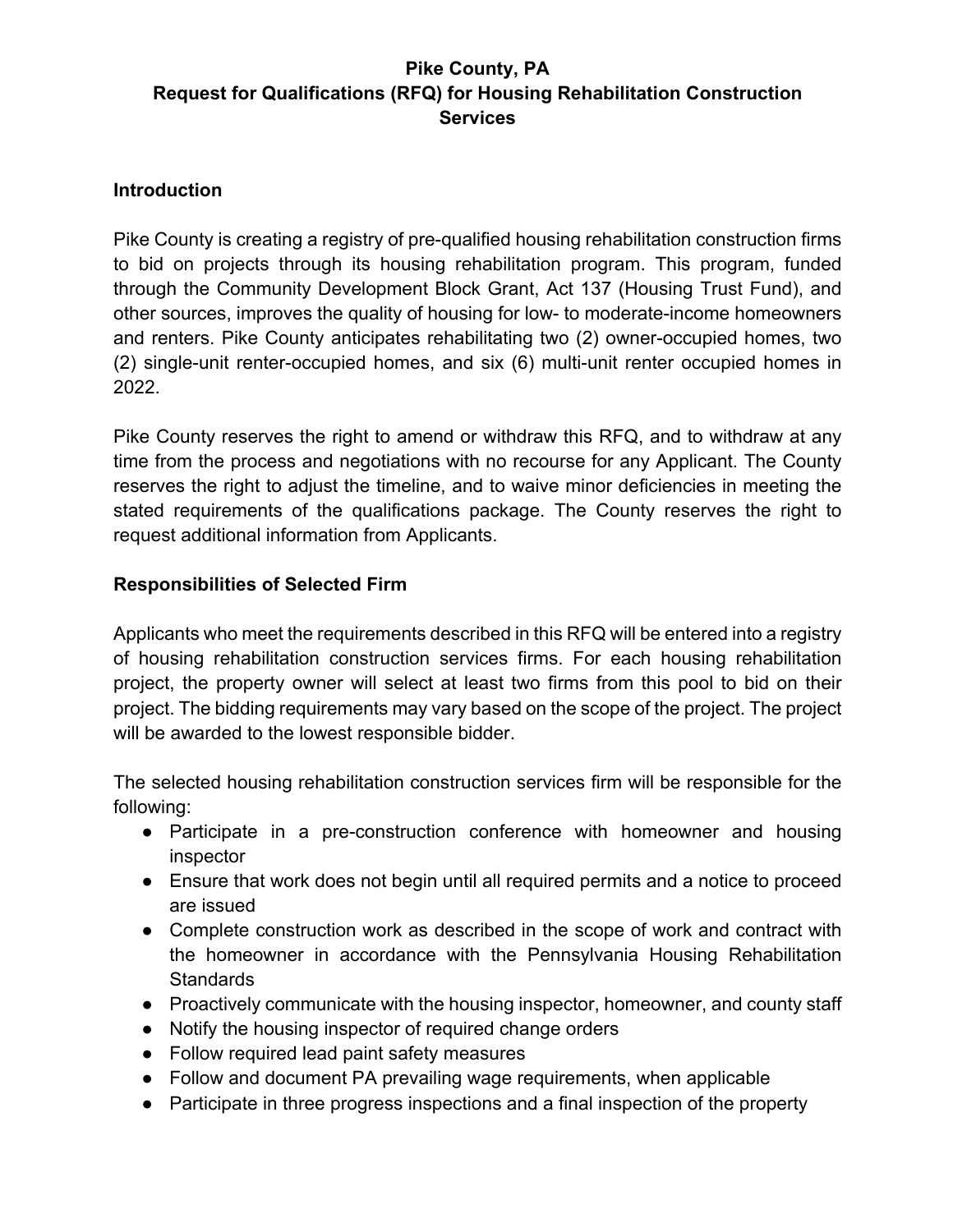**Pike County, PA**
**Request for Qualifications (RFQ) for Housing Rehabilitation Construction Services**

## Introduction

Pike County is creating a registry of pre-qualified housing rehabilitation construction firms to bid on projects through its housing rehabilitation program. This program, funded through the Community Development Block Grant, Act 137 (Housing Trust Fund), and other sources, improves the quality of housing for low- to moderate-income homeowners and renters. Pike County anticipates rehabilitating two (2) owner-occupied homes, two (2) single-unit renter-occupied homes, and six (6) multi-unit renter occupied homes in 2022.

Pike County reserves the right to amend or withdraw this RFQ, and to withdraw at any time from the process and negotiations with no recourse for any Applicant. The County reserves the right to adjust the timeline, and to waive minor deficiencies in meeting the stated requirements of the qualifications package. The County reserves the right to request additional information from Applicants.

## Responsibilities of Selected Firm

Applicants who meet the requirements described in this RFQ will be entered into a registry of housing rehabilitation construction services firms. For each housing rehabilitation project, the property owner will select at least two firms from this pool to bid on their project. The bidding requirements may vary based on the scope of the project. The project will be awarded to the lowest responsible bidder.

The selected housing rehabilitation construction services firm will be responsible for the following:

- Participate in a pre-construction conference with homeowner and housing inspector
- Ensure that work does not begin until all required permits and a notice to proceed are issued
- Complete construction work as described in the scope of work and contract with the homeowner in accordance with the Pennsylvania Housing Rehabilitation Standards
- Proactively communicate with the housing inspector, homeowner, and county staff
- Notify the housing inspector of required change orders
- Follow required lead paint safety measures
- Follow and document PA prevailing wage requirements, when applicable
- Participate in three progress inspections and a final inspection of the property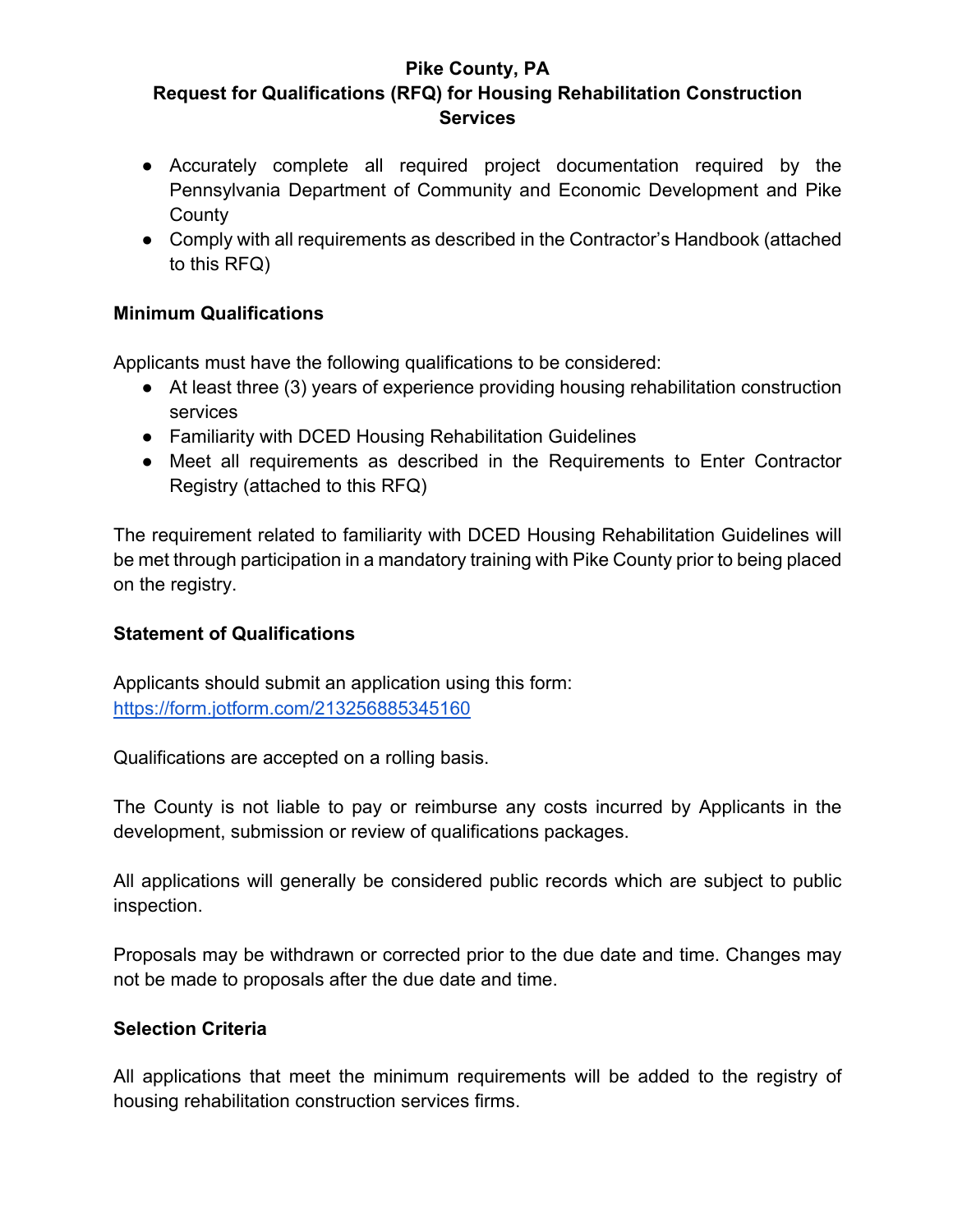- Accurately complete all required project documentation required by the Pennsylvania Department of Community and Economic Development and Pike County
- Comply with all requirements as described in the Contractor's Handbook (attached to this RFQ)

**Minimum Qualifications**

Applicants must have the following qualifications to be considered:

- At least three (3) years of experience providing housing rehabilitation construction services
- Familiarity with DCED Housing Rehabilitation Guidelines
- Meet all requirements as described in the Requirements to Enter Contractor Registry (attached to this RFQ)

The requirement related to familiarity with DCED Housing Rehabilitation Guidelines will be met through participation in a mandatory training with Pike County prior to being placed on the registry.

**Statement of Qualifications**

Applicants should submit an application using this form: [https://form.jotform.com/213256885345160](https://form.jotform.com/213256885345160)

Qualifications are accepted on a rolling basis.

The County is not liable to pay or reimburse any costs incurred by Applicants in the development, submission or review of qualifications packages.

All applications will generally be considered public records which are subject to public inspection.

Proposals may be withdrawn or corrected prior to the due date and time. Changes may not be made to proposals after the due date and time.

**Selection Criteria**

All applications that meet the minimum requirements will be added to the registry of housing rehabilitation construction services firms.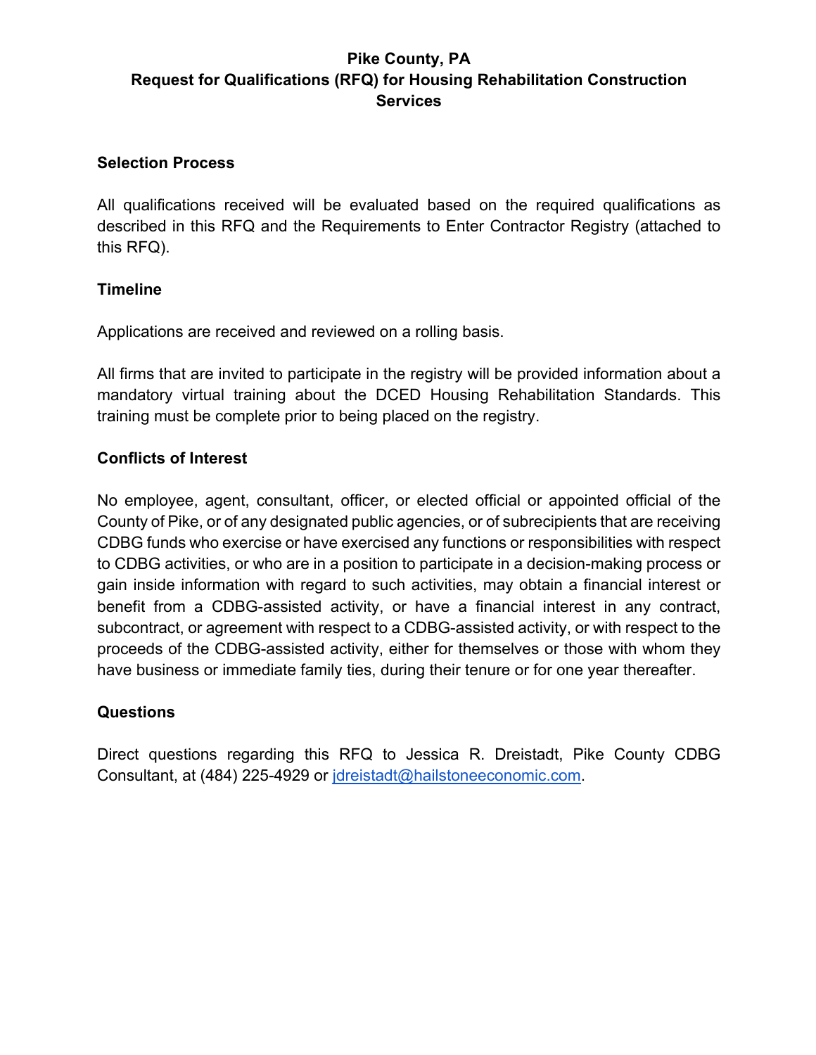**Pike County, PA**
**Request for Qualifications (RFQ) for Housing Rehabilitation Construction Services**

### Selection Process

All qualifications received will be evaluated based on the required qualifications as described in this RFQ and the Requirements to Enter Contractor Registry (attached to this RFQ).

### Timeline

Applications are received and reviewed on a rolling basis.

All firms that are invited to participate in the registry will be provided information about a mandatory virtual training about the DCED Housing Rehabilitation Standards. This training must be complete prior to being placed on the registry.

### Conflicts of Interest

No employee, agent, consultant, officer, or elected official or appointed official of the County of Pike, or of any designated public agencies, or of subrecipients that are receiving CDBG funds who exercise or have exercised any functions or responsibilities with respect to CDBG activities, or who are in a position to participate in a decision-making process or gain inside information with regard to such activities, may obtain a financial interest or benefit from a CDBG-assisted activity, or have a financial interest in any contract, subcontract, or agreement with respect to a CDBG-assisted activity, or with respect to the proceeds of the CDBG-assisted activity, either for themselves or those with whom they have business or immediate family ties, during their tenure or for one year thereafter.

### Questions

Direct questions regarding this RFQ to Jessica R. Dreistadt, Pike County CDBG Consultant, at (484) 225-4929 or jdreistadt@hailstoneeconomic.com.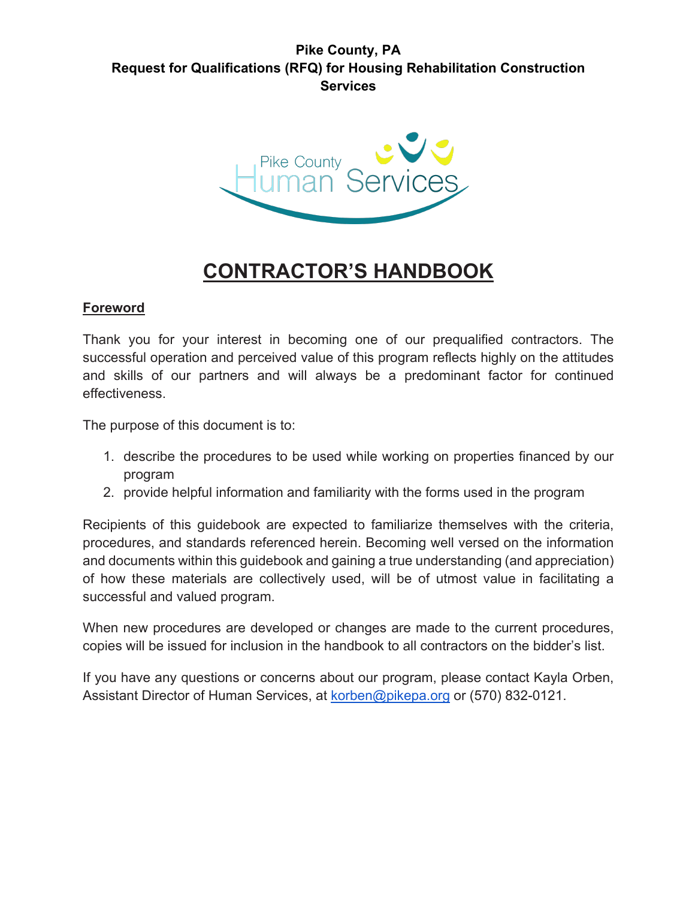**Pike County, PA**
**Request for Qualifications (RFQ) for Housing Rehabilitation Construction Services**

# CONTRACTOR'S HANDBOOK

## Foreword

Thank you for your interest in becoming one of our prequalified contractors. The successful operation and perceived value of this program reflects highly on the attitudes and skills of our partners and will always be a predominant factor for continued effectiveness.

The purpose of this document is to:

1. describe the procedures to be used while working on properties financed by our program
2. provide helpful information and familiarity with the forms used in the program

Recipients of this guidebook are expected to familiarize themselves with the criteria, procedures, and standards referenced herein. Becoming well versed on the information and documents within this guidebook and gaining a true understanding (and appreciation) of how these materials are collectively used, will be of utmost value in facilitating a successful and valued program.

When new procedures are developed or changes are made to the current procedures, copies will be issued for inclusion in the handbook to all contractors on the bidder's list.

If you have any questions or concerns about our program, please contact Kayla Orben, Assistant Director of Human Services, at korben@pikepa.org or (570) 832-0121.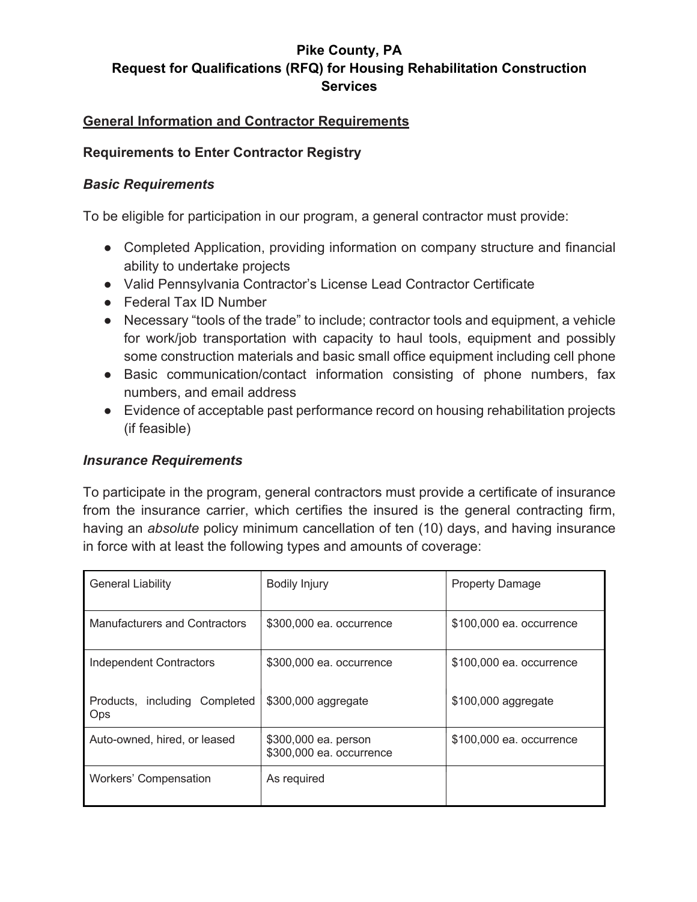**Pike County, PA**
**Request for Qualifications (RFQ) for Housing Rehabilitation Construction Services**

## General Information and Contractor Requirements

### Requirements to Enter Contractor Registry

#### *Basic Requirements*

To be eligible for participation in our program, a general contractor must provide:

- Completed Application, providing information on company structure and financial ability to undertake projects
- Valid Pennsylvania Contractor's License Lead Contractor Certificate
- Federal Tax ID Number
- Necessary "tools of the trade" to include; contractor tools and equipment, a vehicle for work/job transportation with capacity to haul tools, equipment and possibly some construction materials and basic small office equipment including cell phone
- Basic communication/contact information consisting of phone numbers, fax numbers, and email address
- Evidence of acceptable past performance record on housing rehabilitation projects (if feasible)

#### *Insurance Requirements*

To participate in the program, general contractors must provide a certificate of insurance from the insurance carrier, which certifies the insured is the general contracting firm, having an *absolute* policy minimum cancellation of ten (10) days, and having insurance in force with at least the following types and amounts of coverage:

| General Liability | Bodily Injury | Property Damage |
|---|---|---|
| Manufacturers and Contractors | \$300,000 ea. occurrence | \$100,000 ea. occurrence |
| Independent Contractors | \$300,000 ea. occurrence | \$100,000 ea. occurrence |
| Products, including Completed Ops | \$300,000 aggregate | \$100,000 aggregate |
| Auto-owned, hired, or leased | \$300,000 ea. person<br>\$300,000 ea. occurrence | \$100,000 ea. occurrence |
| Workers' Compensation | As required | |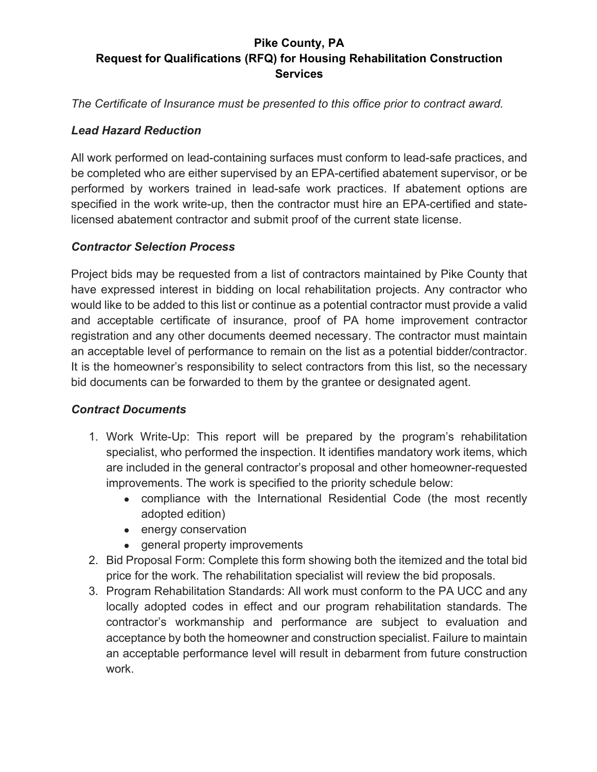**Pike County, PA**
**Request for Qualifications (RFQ) for Housing Rehabilitation Construction Services**

*The Certificate of Insurance must be presented to this office prior to contract award.*

### *Lead Hazard Reduction*

All work performed on lead-containing surfaces must conform to lead-safe practices, and be completed who are either supervised by an EPA-certified abatement supervisor, or be performed by workers trained in lead-safe work practices. If abatement options are specified in the work write-up, then the contractor must hire an EPA-certified and state-licensed abatement contractor and submit proof of the current state license.

### *Contractor Selection Process*

Project bids may be requested from a list of contractors maintained by Pike County that have expressed interest in bidding on local rehabilitation projects. Any contractor who would like to be added to this list or continue as a potential contractor must provide a valid and acceptable certificate of insurance, proof of PA home improvement contractor registration and any other documents deemed necessary. The contractor must maintain an acceptable level of performance to remain on the list as a potential bidder/contractor. It is the homeowner's responsibility to select contractors from this list, so the necessary bid documents can be forwarded to them by the grantee or designated agent.

### *Contract Documents*

1. Work Write-Up: This report will be prepared by the program's rehabilitation specialist, who performed the inspection. It identifies mandatory work items, which are included in the general contractor's proposal and other homeowner-requested improvements. The work is specified to the priority schedule below:
   - compliance with the International Residential Code (the most recently adopted edition)
   - energy conservation
   - general property improvements
2. Bid Proposal Form: Complete this form showing both the itemized and the total bid price for the work. The rehabilitation specialist will review the bid proposals.
3. Program Rehabilitation Standards: All work must conform to the PA UCC and any locally adopted codes in effect and our program rehabilitation standards. The contractor's workmanship and performance are subject to evaluation and acceptance by both the homeowner and construction specialist. Failure to maintain an acceptable performance level will result in debarment from future construction work.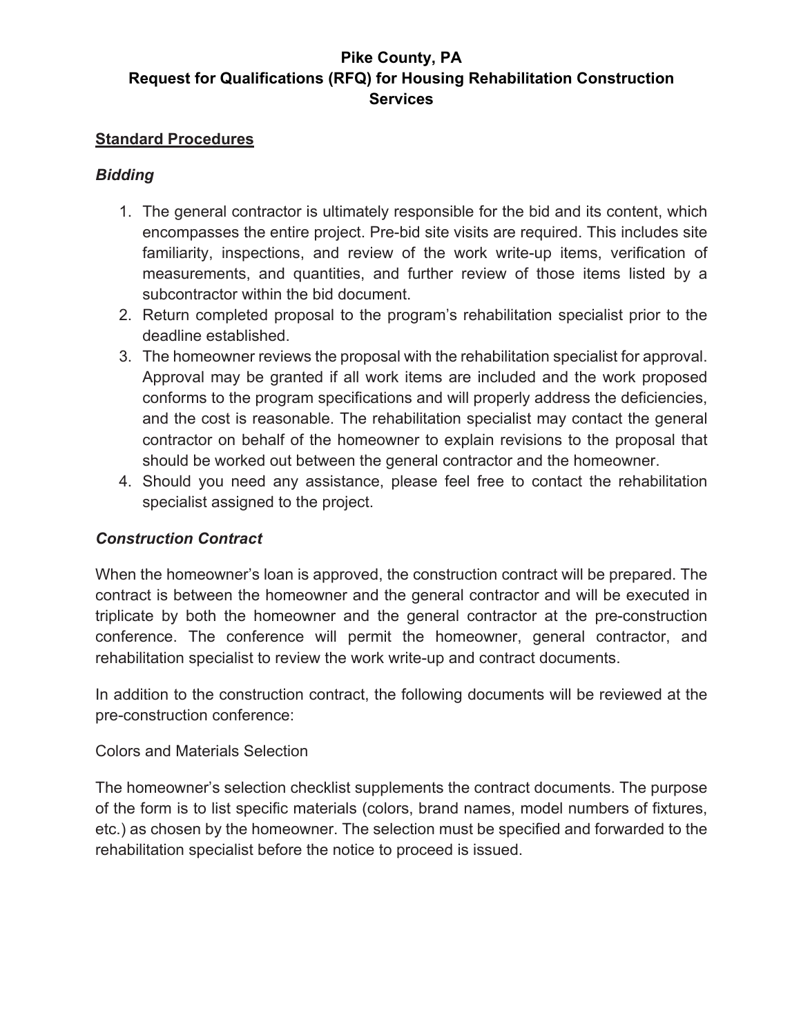**Pike County, PA**
**Request for Qualifications (RFQ) for Housing Rehabilitation Construction Services**

## Standard Procedures

### *Bidding*

1. The general contractor is ultimately responsible for the bid and its content, which encompasses the entire project. Pre-bid site visits are required. This includes site familiarity, inspections, and review of the work write-up items, verification of measurements, and quantities, and further review of those items listed by a subcontractor within the bid document.
2. Return completed proposal to the program's rehabilitation specialist prior to the deadline established.
3. The homeowner reviews the proposal with the rehabilitation specialist for approval. Approval may be granted if all work items are included and the work proposed conforms to the program specifications and will properly address the deficiencies, and the cost is reasonable. The rehabilitation specialist may contact the general contractor on behalf of the homeowner to explain revisions to the proposal that should be worked out between the general contractor and the homeowner.
4. Should you need any assistance, please feel free to contact the rehabilitation specialist assigned to the project.

### *Construction Contract*

When the homeowner's loan is approved, the construction contract will be prepared. The contract is between the homeowner and the general contractor and will be executed in triplicate by both the homeowner and the general contractor at the pre-construction conference. The conference will permit the homeowner, general contractor, and rehabilitation specialist to review the work write-up and contract documents.

In addition to the construction contract, the following documents will be reviewed at the pre-construction conference:

Colors and Materials Selection

The homeowner's selection checklist supplements the contract documents. The purpose of the form is to list specific materials (colors, brand names, model numbers of fixtures, etc.) as chosen by the homeowner. The selection must be specified and forwarded to the rehabilitation specialist before the notice to proceed is issued.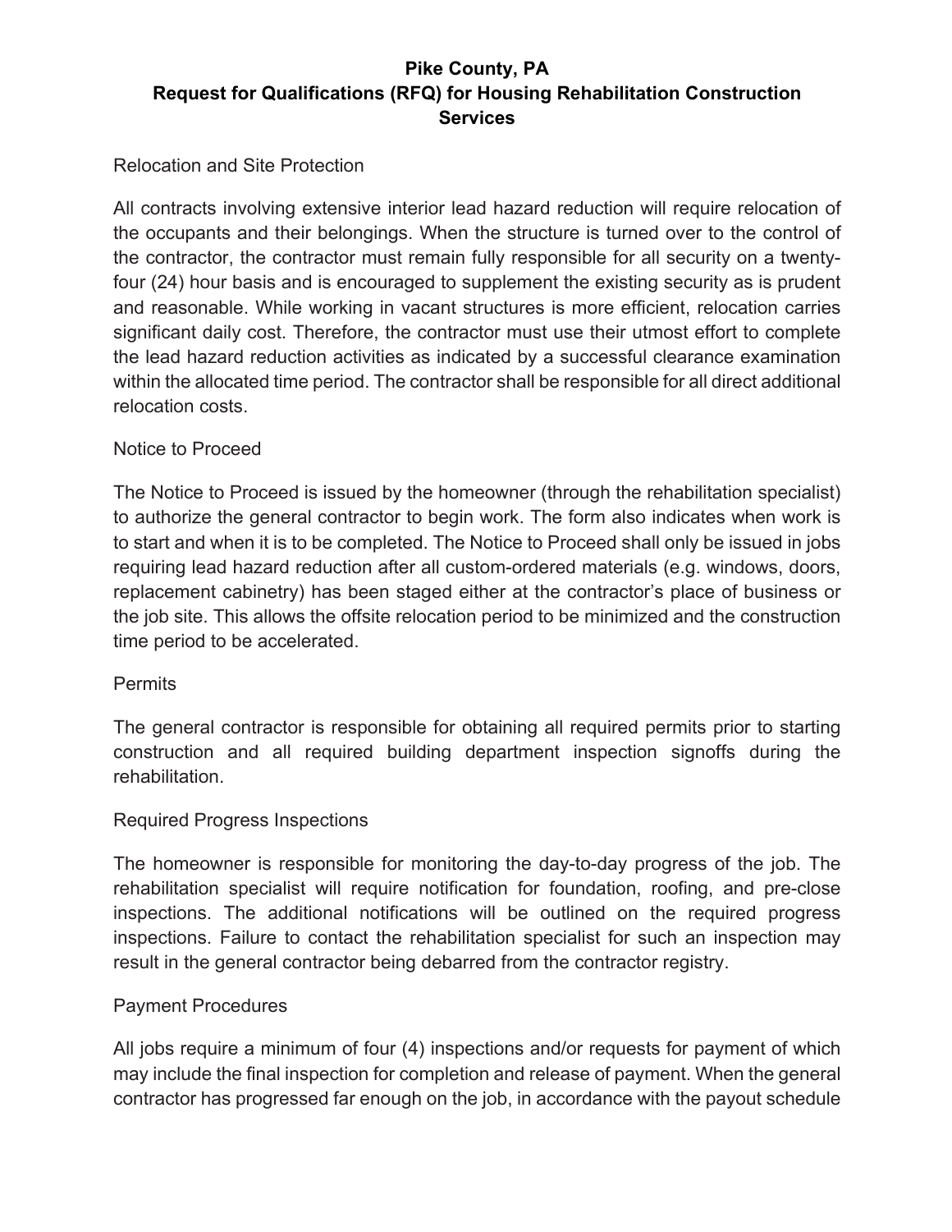Relocation and Site Protection

All contracts involving extensive interior lead hazard reduction will require relocation of the occupants and their belongings. When the structure is turned over to the control of the contractor, the contractor must remain fully responsible for all security on a twenty-four (24) hour basis and is encouraged to supplement the existing security as is prudent and reasonable. While working in vacant structures is more efficient, relocation carries significant daily cost. Therefore, the contractor must use their utmost effort to complete the lead hazard reduction activities as indicated by a successful clearance examination within the allocated time period. The contractor shall be responsible for all direct additional relocation costs.

Notice to Proceed

The Notice to Proceed is issued by the homeowner (through the rehabilitation specialist) to authorize the general contractor to begin work. The form also indicates when work is to start and when it is to be completed. The Notice to Proceed shall only be issued in jobs requiring lead hazard reduction after all custom-ordered materials (e.g. windows, doors, replacement cabinetry) has been staged either at the contractor's place of business or the job site. This allows the offsite relocation period to be minimized and the construction time period to be accelerated.

Permits

The general contractor is responsible for obtaining all required permits prior to starting construction and all required building department inspection signoffs during the rehabilitation.

Required Progress Inspections

The homeowner is responsible for monitoring the day-to-day progress of the job. The rehabilitation specialist will require notification for foundation, roofing, and pre-close inspections. The additional notifications will be outlined on the required progress inspections. Failure to contact the rehabilitation specialist for such an inspection may result in the general contractor being debarred from the contractor registry.

Payment Procedures

All jobs require a minimum of four (4) inspections and/or requests for payment of which may include the final inspection for completion and release of payment. When the general contractor has progressed far enough on the job, in accordance with the payout schedule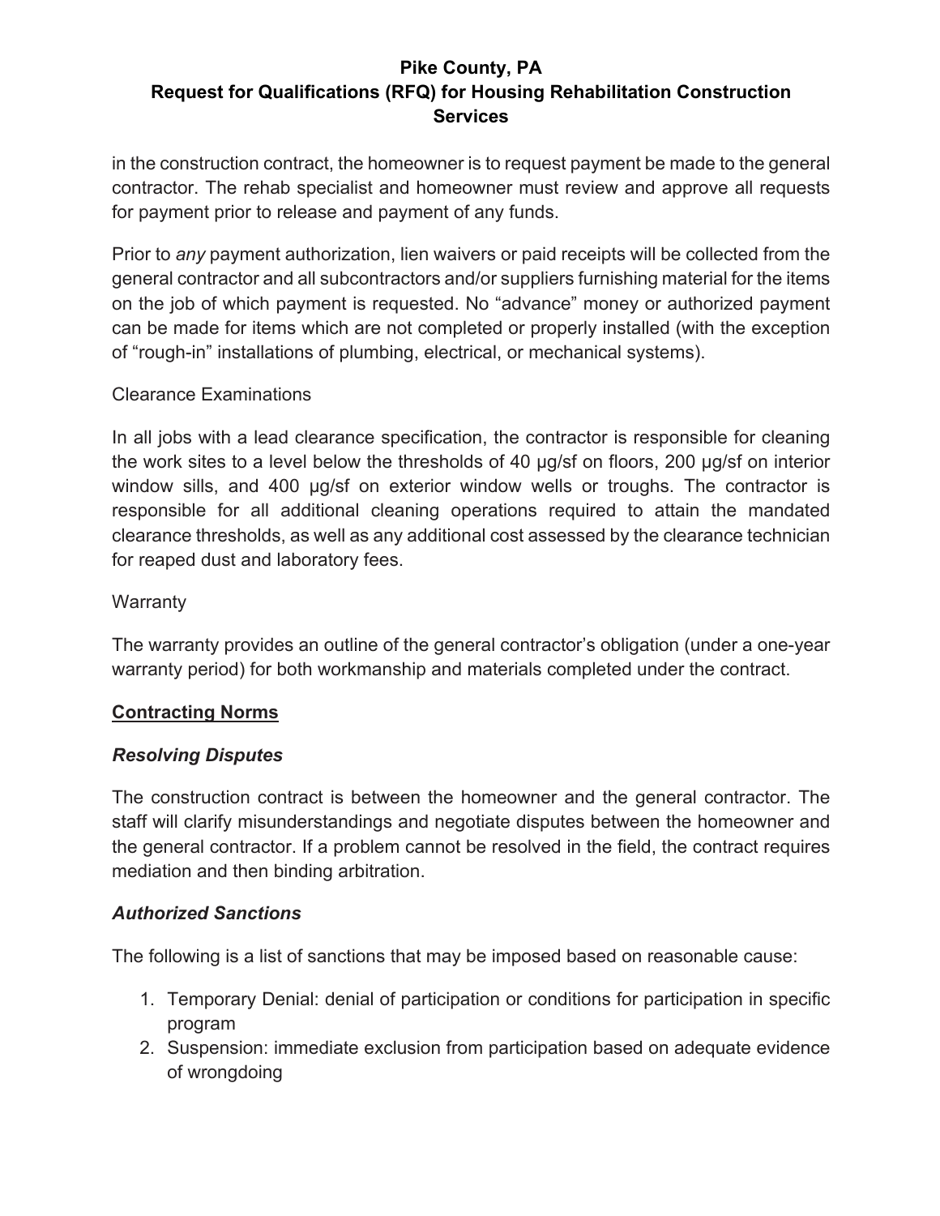in the construction contract, the homeowner is to request payment be made to the general contractor. The rehab specialist and homeowner must review and approve all requests for payment prior to release and payment of any funds.

Prior to *any* payment authorization, lien waivers or paid receipts will be collected from the general contractor and all subcontractors and/or suppliers furnishing material for the items on the job of which payment is requested. No "advance" money or authorized payment can be made for items which are not completed or properly installed (with the exception of "rough-in" installations of plumbing, electrical, or mechanical systems).

Clearance Examinations

In all jobs with a lead clearance specification, the contractor is responsible for cleaning the work sites to a level below the thresholds of 40 µg/sf on floors, 200 µg/sf on interior window sills, and 400 µg/sf on exterior window wells or troughs. The contractor is responsible for all additional cleaning operations required to attain the mandated clearance thresholds, as well as any additional cost assessed by the clearance technician for reaped dust and laboratory fees.

Warranty

The warranty provides an outline of the general contractor's obligation (under a one-year warranty period) for both workmanship and materials completed under the contract.

**Contracting Norms**

***Resolving Disputes***

The construction contract is between the homeowner and the general contractor. The staff will clarify misunderstandings and negotiate disputes between the homeowner and the general contractor. If a problem cannot be resolved in the field, the contract requires mediation and then binding arbitration.

***Authorized Sanctions***

The following is a list of sanctions that may be imposed based on reasonable cause:

1. Temporary Denial: denial of participation or conditions for participation in specific program
2. Suspension: immediate exclusion from participation based on adequate evidence of wrongdoing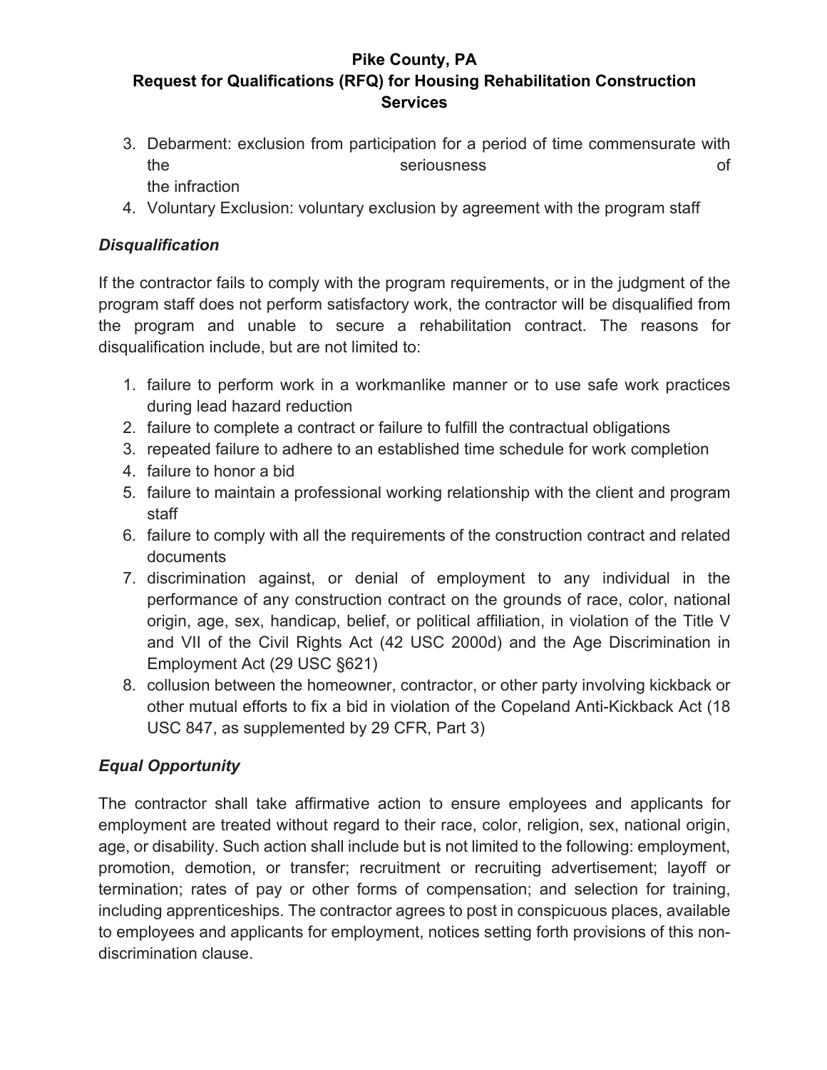3. Debarment: exclusion from participation for a period of time commensurate with the seriousness of the infraction
4. Voluntary Exclusion: voluntary exclusion by agreement with the program staff

### *Disqualification*

If the contractor fails to comply with the program requirements, or in the judgment of the program staff does not perform satisfactory work, the contractor will be disqualified from the program and unable to secure a rehabilitation contract. The reasons for disqualification include, but are not limited to:

1. failure to perform work in a workmanlike manner or to use safe work practices during lead hazard reduction
2. failure to complete a contract or failure to fulfill the contractual obligations
3. repeated failure to adhere to an established time schedule for work completion
4. failure to honor a bid
5. failure to maintain a professional working relationship with the client and program staff
6. failure to comply with all the requirements of the construction contract and related documents
7. discrimination against, or denial of employment to any individual in the performance of any construction contract on the grounds of race, color, national origin, age, sex, handicap, belief, or political affiliation, in violation of the Title V and VII of the Civil Rights Act (42 USC 2000d) and the Age Discrimination in Employment Act (29 USC §621)
8. collusion between the homeowner, contractor, or other party involving kickback or other mutual efforts to fix a bid in violation of the Copeland Anti-Kickback Act (18 USC 847, as supplemented by 29 CFR, Part 3)

### *Equal Opportunity*

The contractor shall take affirmative action to ensure employees and applicants for employment are treated without regard to their race, color, religion, sex, national origin, age, or disability. Such action shall include but is not limited to the following: employment, promotion, demotion, or transfer; recruitment or recruiting advertisement; layoff or termination; rates of pay or other forms of compensation; and selection for training, including apprenticeships. The contractor agrees to post in conspicuous places, available to employees and applicants for employment, notices setting forth provisions of this non-discrimination clause.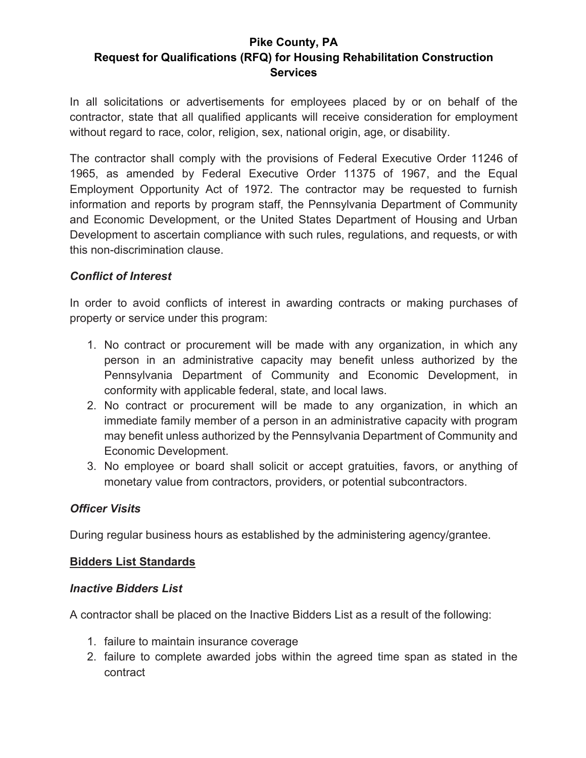**Pike County, PA**
**Request for Qualifications (RFQ) for Housing Rehabilitation Construction Services**

In all solicitations or advertisements for employees placed by or on behalf of the contractor, state that all qualified applicants will receive consideration for employment without regard to race, color, religion, sex, national origin, age, or disability.

The contractor shall comply with the provisions of Federal Executive Order 11246 of 1965, as amended by Federal Executive Order 11375 of 1967, and the Equal Employment Opportunity Act of 1972. The contractor may be requested to furnish information and reports by program staff, the Pennsylvania Department of Community and Economic Development, or the United States Department of Housing and Urban Development to ascertain compliance with such rules, regulations, and requests, or with this non-discrimination clause.

### *Conflict of Interest*

In order to avoid conflicts of interest in awarding contracts or making purchases of property or service under this program:

1. No contract or procurement will be made with any organization, in which any person in an administrative capacity may benefit unless authorized by the Pennsylvania Department of Community and Economic Development, in conformity with applicable federal, state, and local laws.
2. No contract or procurement will be made to any organization, in which an immediate family member of a person in an administrative capacity with program may benefit unless authorized by the Pennsylvania Department of Community and Economic Development.
3. No employee or board shall solicit or accept gratuities, favors, or anything of monetary value from contractors, providers, or potential subcontractors.

### *Officer Visits*

During regular business hours as established by the administering agency/grantee.

## Bidders List Standards

### *Inactive Bidders List*

A contractor shall be placed on the Inactive Bidders List as a result of the following:

1. failure to maintain insurance coverage
2. failure to complete awarded jobs within the agreed time span as stated in the contract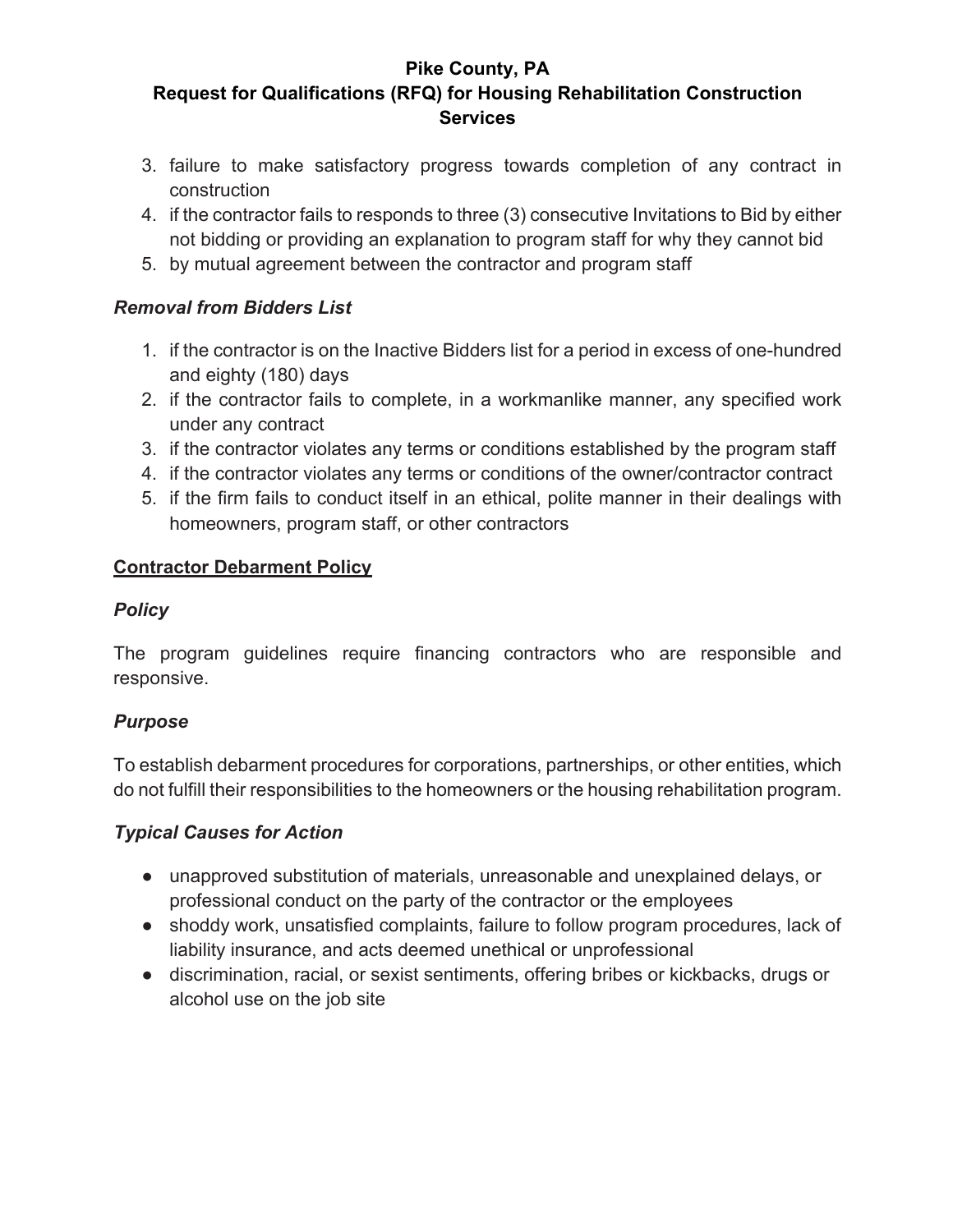3. failure to make satisfactory progress towards completion of any contract in construction
4. if the contractor fails to responds to three (3) consecutive Invitations to Bid by either not bidding or providing an explanation to program staff for why they cannot bid
5. by mutual agreement between the contractor and program staff

### *Removal from Bidders List*

1. if the contractor is on the Inactive Bidders list for a period in excess of one-hundred and eighty (180) days
2. if the contractor fails to complete, in a workmanlike manner, any specified work under any contract
3. if the contractor violates any terms or conditions established by the program staff
4. if the contractor violates any terms or conditions of the owner/contractor contract
5. if the firm fails to conduct itself in an ethical, polite manner in their dealings with homeowners, program staff, or other contractors

## Contractor Debarment Policy

### *Policy*

The program guidelines require financing contractors who are responsible and responsive.

### *Purpose*

To establish debarment procedures for corporations, partnerships, or other entities, which do not fulfill their responsibilities to the homeowners or the housing rehabilitation program.

### *Typical Causes for Action*

- unapproved substitution of materials, unreasonable and unexplained delays, or professional conduct on the party of the contractor or the employees
- shoddy work, unsatisfied complaints, failure to follow program procedures, lack of liability insurance, and acts deemed unethical or unprofessional
- discrimination, racial, or sexist sentiments, offering bribes or kickbacks, drugs or alcohol use on the job site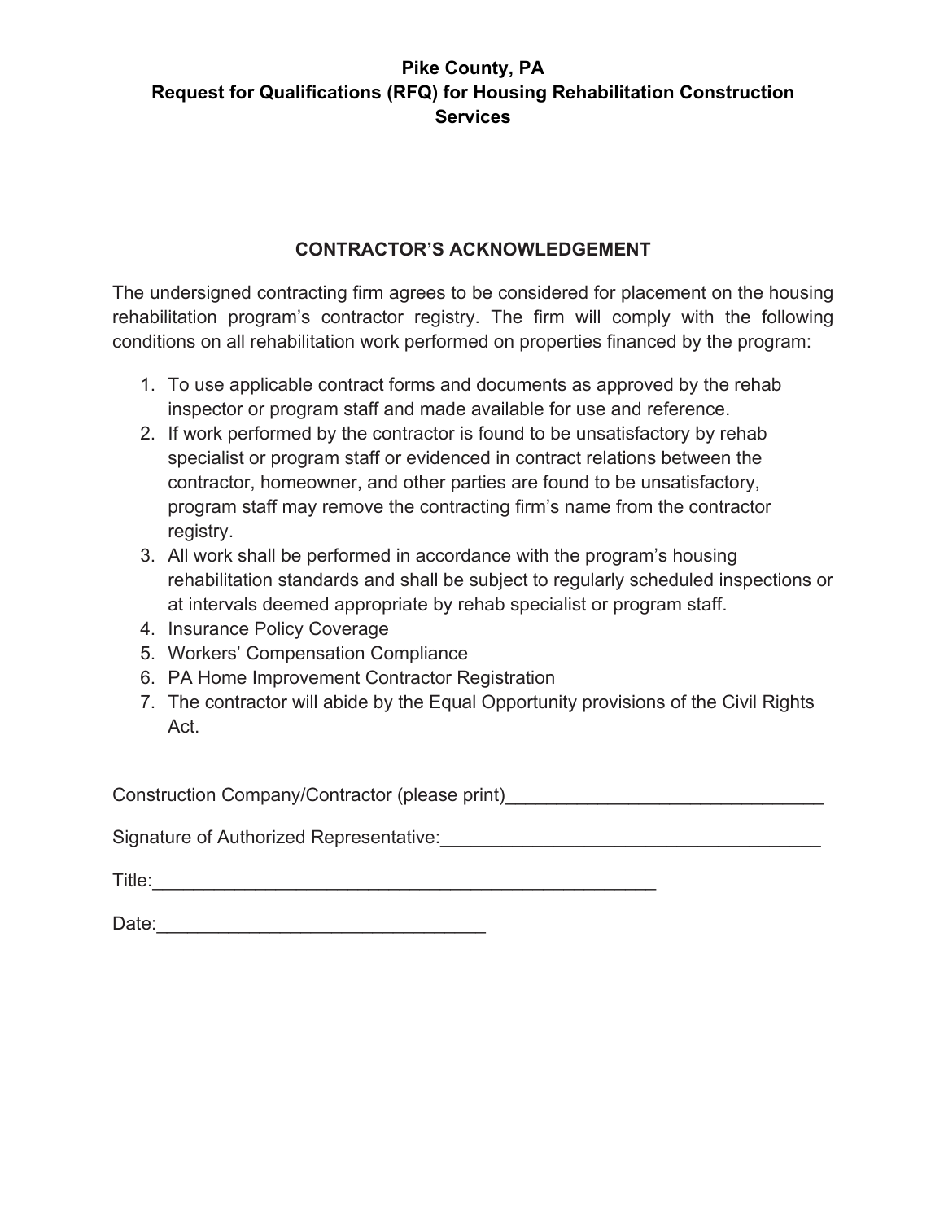**Pike County, PA**
**Request for Qualifications (RFQ) for Housing Rehabilitation Construction Services**

## CONTRACTOR'S ACKNOWLEDGEMENT

The undersigned contracting firm agrees to be considered for placement on the housing rehabilitation program's contractor registry. The firm will comply with the following conditions on all rehabilitation work performed on properties financed by the program:

1. To use applicable contract forms and documents as approved by the rehab inspector or program staff and made available for use and reference.
2. If work performed by the contractor is found to be unsatisfactory by rehab specialist or program staff or evidenced in contract relations between the contractor, homeowner, and other parties are found to be unsatisfactory, program staff may remove the contracting firm's name from the contractor registry.
3. All work shall be performed in accordance with the program's housing rehabilitation standards and shall be subject to regularly scheduled inspections or at intervals deemed appropriate by rehab specialist or program staff.
4. Insurance Policy Coverage
5. Workers' Compensation Compliance
6. PA Home Improvement Contractor Registration
7. The contractor will abide by the Equal Opportunity provisions of the Civil Rights Act.

Construction Company/Contractor (please print)_______________________________

Signature of Authorized Representative:_____________________________________

Title:___________________________________________________

Date:_______________________________